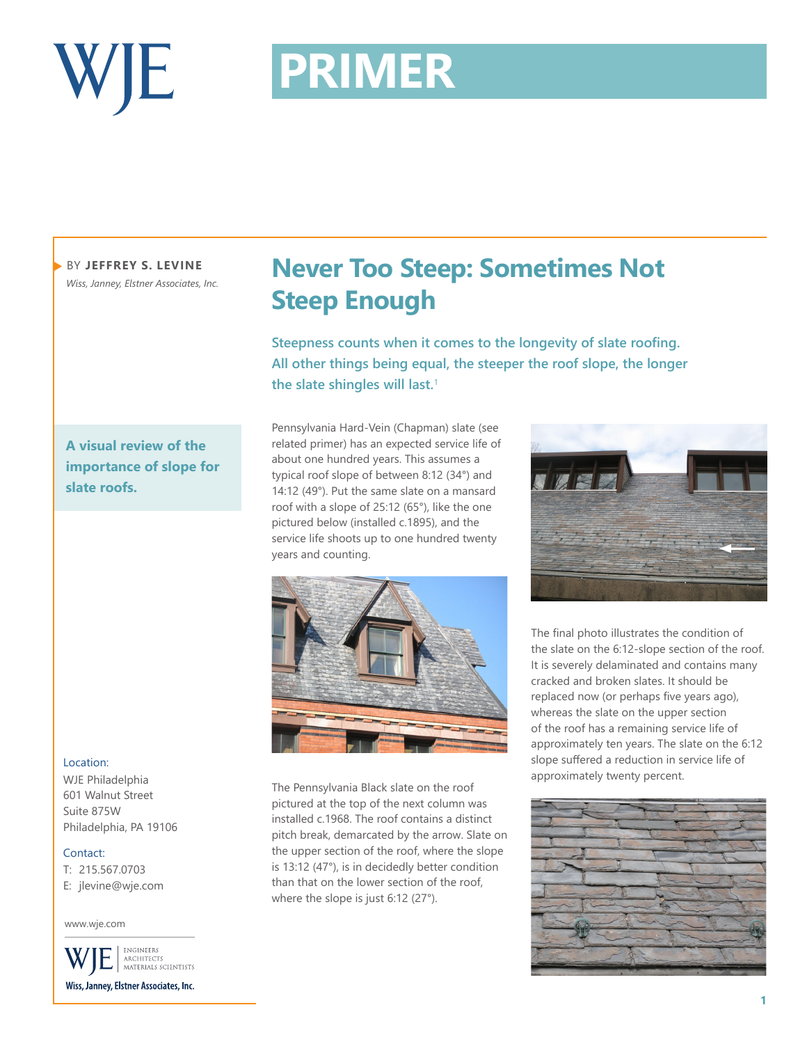# PRIMER

BY **JEFFREY S. LEVINE**
*Wiss, Janney, Elstner Associates, Inc.*

## Never Too Steep: Sometimes Not Steep Enough

**Steepness counts when it comes to the longevity of slate roofing. All other things being equal, the steeper the roof slope, the longer the slate shingles will last.**[1]

**A visual review of the importance of slope for slate roofs.**

Pennsylvania Hard-Vein (Chapman) slate (see related primer) has an expected service life of about one hundred years. This assumes a typical roof slope of between 8:12 (34°) and 14:12 (49°). Put the same slate on a mansard roof with a slope of 25:12 (65°), like the one pictured below (installed c.1895), and the service life shoots up to one hundred twenty years and counting.

The Pennsylvania Black slate on the roof pictured at the top of the next column was installed c.1968. The roof contains a distinct pitch break, demarcated by the arrow. Slate on the upper section of the roof, where the slope is 13:12 (47°), is in decidedly better condition than that on the lower section of the roof, where the slope is just 6:12 (27°).

The final photo illustrates the condition of the slate on the 6:12-slope section of the roof. It is severely delaminated and contains many cracked and broken slates. It should be replaced now (or perhaps five years ago), whereas the slate on the upper section of the roof has a remaining service life of approximately ten years. The slate on the 6:12 slope suffered a reduction in service life of approximately twenty percent.

Location:
WJE Philadelphia
601 Walnut Street
Suite 875W
Philadelphia, PA 19106

Contact:
T: 215.567.0703
E: jlevine@wje.com

www.wje.com

WJE | ENGINEERS ARCHITECTS MATERIALS SCIENTISTS
Wiss, Janney, Elstner Associates, Inc.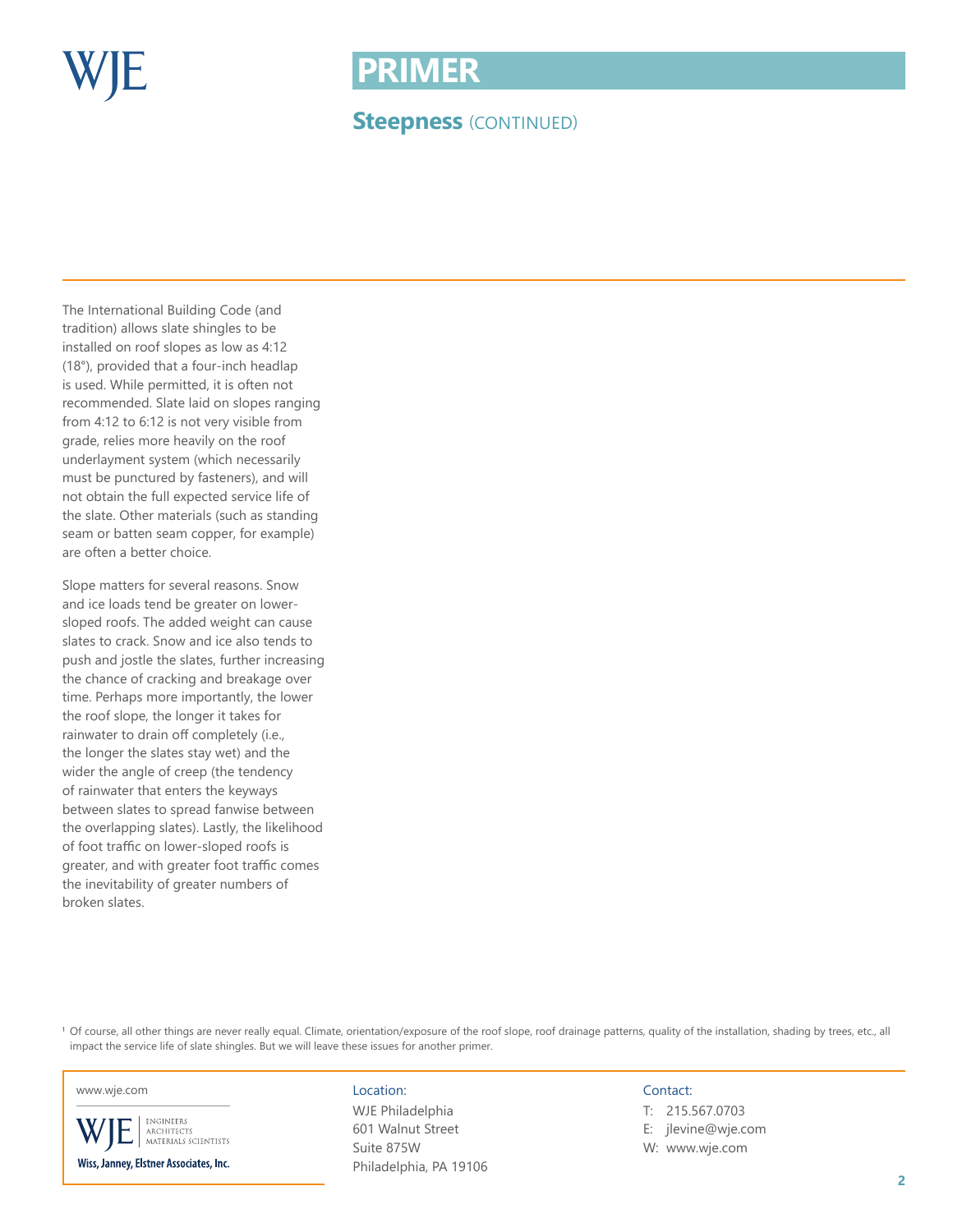# PRIMER

## Steepness (CONTINUED)

The International Building Code (and tradition) allows slate shingles to be installed on roof slopes as low as 4:12 (18°), provided that a four-inch headlap is used. While permitted, it is often not recommended. Slate laid on slopes ranging from 4:12 to 6:12 is not very visible from grade, relies more heavily on the roof underlayment system (which necessarily must be punctured by fasteners), and will not obtain the full expected service life of the slate. Other materials (such as standing seam or batten seam copper, for example) are often a better choice.

Slope matters for several reasons. Snow and ice loads tend be greater on lower-sloped roofs. The added weight can cause slates to crack. Snow and ice also tends to push and jostle the slates, further increasing the chance of cracking and breakage over time. Perhaps more importantly, the lower the roof slope, the longer it takes for rainwater to drain off completely (i.e., the longer the slates stay wet) and the wider the angle of creep (the tendency of rainwater that enters the keyways between slates to spread fanwise between the overlapping slates). Lastly, the likelihood of foot traffic on lower-sloped roofs is greater, and with greater foot traffic comes the inevitability of greater numbers of broken slates.

[1] Of course, all other things are never really equal. Climate, orientation/exposure of the roof slope, roof drainage patterns, quality of the installation, shading by trees, etc., all impact the service life of slate shingles. But we will leave these issues for another primer.

www.wje.com

WJE | ENGINEERS ARCHITECTS MATERIALS SCIENTISTS

Wiss, Janney, Elstner Associates, Inc.

Location:
WJE Philadelphia
601 Walnut Street
Suite 875W
Philadelphia, PA 19106

Contact:
T: 215.567.0703
E: jlevine@wje.com
W: www.wje.com